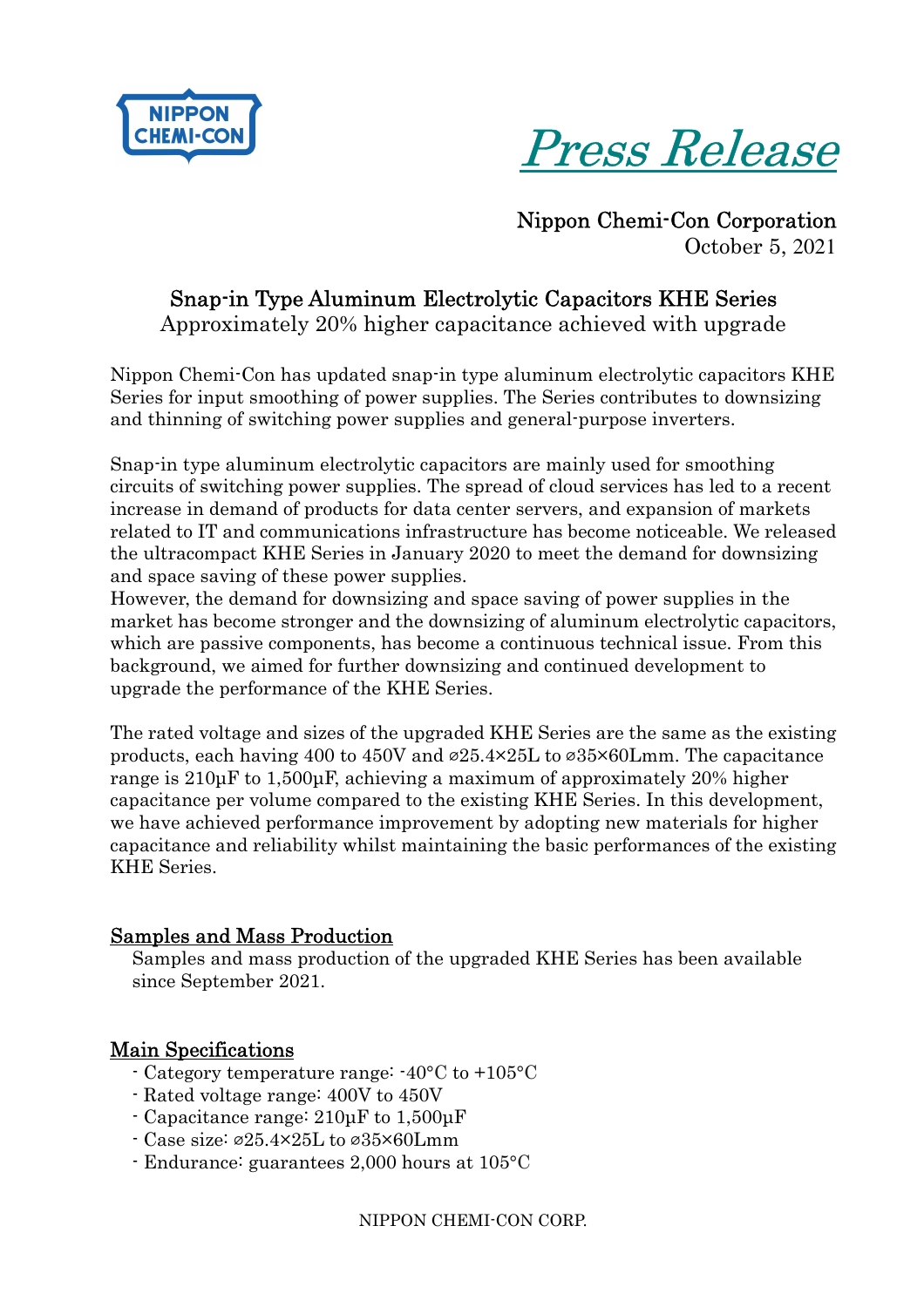*Press Release*

Nippon Chemi-Con Corporation
October 5, 2021

## Snap-in Type Aluminum Electrolytic Capacitors KHE Series

Approximately 20% higher capacitance achieved with upgrade

Nippon Chemi-Con has updated snap-in type aluminum electrolytic capacitors KHE Series for input smoothing of power supplies. The Series contributes to downsizing and thinning of switching power supplies and general-purpose inverters.

Snap-in type aluminum electrolytic capacitors are mainly used for smoothing circuits of switching power supplies. The spread of cloud services has led to a recent increase in demand of products for data center servers, and expansion of markets related to IT and communications infrastructure has become noticeable. We released the ultracompact KHE Series in January 2020 to meet the demand for downsizing and space saving of these power supplies.
However, the demand for downsizing and space saving of power supplies in the market has become stronger and the downsizing of aluminum electrolytic capacitors, which are passive components, has become a continuous technical issue. From this background, we aimed for further downsizing and continued development to upgrade the performance of the KHE Series.

The rated voltage and sizes of the upgraded KHE Series are the same as the existing products, each having 400 to 450V and ⌀25.4×25L to ⌀35×60Lmm. The capacitance range is 210µF to 1,500µF, achieving a maximum of approximately 20% higher capacitance per volume compared to the existing KHE Series. In this development, we have achieved performance improvement by adopting new materials for higher capacitance and reliability whilst maintaining the basic performances of the existing KHE Series.

### Samples and Mass Production

Samples and mass production of the upgraded KHE Series has been available since September 2021.

### Main Specifications

- Category temperature range: -40°C to +105°C
- Rated voltage range: 400V to 450V
- Capacitance range: 210µF to 1,500µF
- Case size: ⌀25.4×25L to ⌀35×60Lmm
- Endurance: guarantees 2,000 hours at 105°C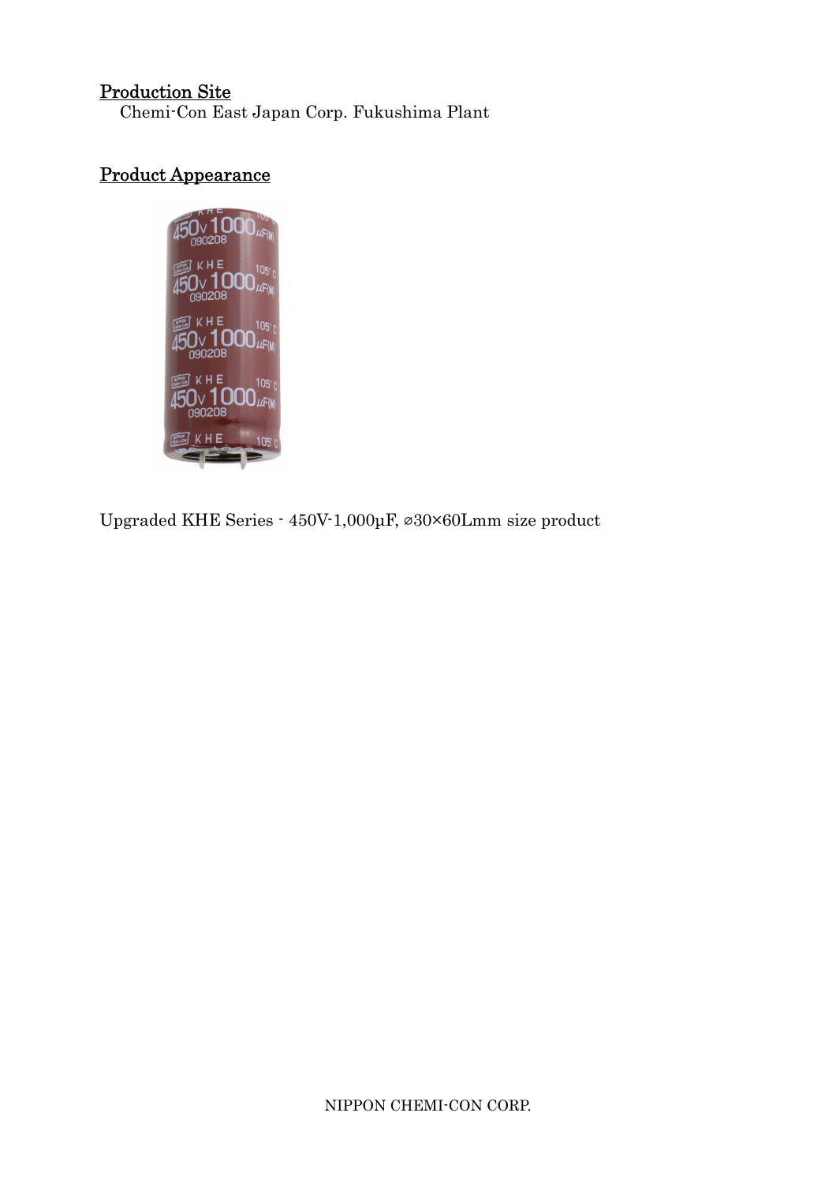## Production Site

Chemi-Con East Japan Corp. Fukushima Plant

## Product Appearance

Upgraded KHE Series - 450V-1,000μF, ⌀30×60Lmm size product

NIPPON CHEMI-CON CORP.